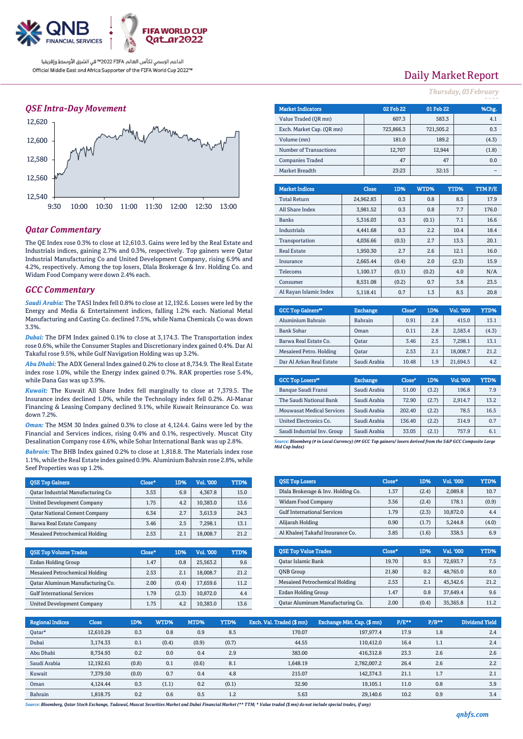QNB FINANCIAL SERVICES

FIFA WORLD CUP Qatar2022

الداعم الرسمي لكأس العالم FIFA 2022™ في الشرق الأوسط وإفريقيا

Official Middle East and Africa Supporter of the FIFA World Cup 2022™

# Daily Market Report

*Thursday, 03 February*

## QSE Intra-Day Movement

## Qatar Commentary

The QE Index rose 0.3% to close at 12,610.3. Gains were led by the Real Estate and Industrials indices, gaining 2.7% and 0.3%, respectively. Top gainers were Qatar Industrial Manufacturing Co and United Development Company, rising 6.9% and 4.2%, respectively. Among the top losers, Dlala Brokerage & Inv. Holding Co. and Widam Food Company were down 2.4% each.

## GCC Commentary

***Saudi Arabia:*** The TASI Index fell 0.8% to close at 12,192.6. Losses were led by the Energy and Media & Entertainment indices, falling 1.2% each. National Metal Manufacturing and Casting Co. declined 7.5%, while Nama Chemicals Co was down 3.3%.

***Dubai:*** The DFM Index gained 0.1% to close at 3,174.3. The Transportation index rose 0.6%, while the Consumer Staples and Discretionary index gained 0.4%. Dar Al Takaful rose 9.5%, while Gulf Navigation Holding was up 3.2%.

***Abu Dhabi:*** The ADX General Index gained 0.2% to close at 8,734.9. The Real Estate index rose 1.0%, while the Energy index gained 0.7%. RAK properties rose 5.4%, while Dana Gas was up 3.9%.

***Kuwait:*** The Kuwait All Share Index fell marginally to close at 7,379.5. The Insurance index declined 1.0%, while the Technology index fell 0.2%. Al-Manar Financing & Leasing Company declined 9.1%, while Kuwait Reinsurance Co. was down 7.2%.

***Oman:*** The MSM 30 Index gained 0.3% to close at 4,124.4. Gains were led by the Financial and Services indices, rising 0.4% and 0.1%, respectively. Muscat City Desalination Company rose 4.6%, while Sohar International Bank was up 2.8%.

***Bahrain:*** The BHB Index gained 0.2% to close at 1,818.8. The Materials index rose 1.1%, while the Real Estate index gained 0.9%. Aluminium Bahrain rose 2.8%, while Seef Properties was up 1.2%.

| Market Indicators | 02 Feb 22 | 01 Feb 22 | %Chg. |
|---|---|---|---|
| Value Traded (QR mn) | 607.3 | 583.3 | 4.1 |
| Exch. Market Cap. (QR mn) | 723,866.3 | 721,505.2 | 0.3 |
| Volume (mn) | 181.0 | 189.2 | (4.3) |
| Number of Transactions | 12,707 | 12,944 | (1.8) |
| Companies Traded | 47 | 47 | 0.0 |
| Market Breadth | 23:23 | 32:15 | – |

| Market Indices | Close | 1D% | WTD% | YTD% | TTM P/E |
|---|---|---|---|---|---|
| Total Return | 24,962.83 | 0.3 | 0.8 | 8.5 | 17.9 |
| All Share Index | 3,981.52 | 0.3 | 0.8 | 7.7 | 176.0 |
| Banks | 5,316.03 | 0.3 | (0.1) | 7.1 | 16.6 |
| Industrials | 4,441.68 | 0.3 | 2.2 | 10.4 | 18.4 |
| Transportation | 4,036.66 | (0.5) | 2.7 | 13.5 | 20.1 |
| Real Estate | 1,950.30 | 2.7 | 2.6 | 12.1 | 16.0 |
| Insurance | 2,665.44 | (0.4) | 2.0 | (2.3) | 15.9 |
| Telecoms | 1,100.17 | (0.1) | (0.2) | 4.0 | N/A |
| Consumer | 8,531.08 | (0.2) | 0.7 | 3.8 | 23.5 |
| Al Rayan Islamic Index | 5,118.41 | 0.7 | 1.3 | 8.5 | 20.8 |

| GCC Top Gainers## | Exchange | Close# | 1D% | Vol. '000 | YTD% |
|---|---|---|---|---|---|
| Aluminium Bahrain | Bahrain | 0.91 | 2.8 | 415.0 | 13.1 |
| Bank Sohar | Oman | 0.11 | 2.8 | 2,583.4 | (4.3) |
| Barwa Real Estate Co. | Qatar | 3.46 | 2.5 | 7,298.1 | 13.1 |
| Mesaieed Petro. Holding | Qatar | 2.53 | 2.1 | 18,008.7 | 21.2 |
| Dar Al Arkan Real Estate | Saudi Arabia | 10.48 | 1.9 | 21,694.5 | 4.2 |

| GCC Top Losers## | Exchange | Close# | 1D% | Vol. '000 | YTD% |
|---|---|---|---|---|---|
| Banque Saudi Fransi | Saudi Arabia | 51.00 | (3.2) | 196.8 | 7.9 |
| The Saudi National Bank | Saudi Arabia | 72.90 | (2.7) | 2,914.7 | 13.2 |
| Mouwasat Medical Services | Saudi Arabia | 202.40 | (2.2) | 78.5 | 16.5 |
| United Electronics Co. | Saudi Arabia | 136.40 | (2.2) | 314.9 | 0.7 |
| Saudi Industrial Inv. Group | Saudi Arabia | 33.05 | (2.1) | 757.9 | 6.1 |

*Source: Bloomberg (# in Local Currency) (## GCC Top gainers/ losers derived from the S&P GCC Composite Large Mid Cap Index)*

| QSE Top Gainers | Close* | 1D% | Vol. '000 | YTD% |
|---|---|---|---|---|
| Qatar Industrial Manufacturing Co | 3.53 | 6.9 | 4,367.8 | 15.0 |
| United Development Company | 1.75 | 4.2 | 10,383.0 | 13.6 |
| Qatar National Cement Company | 6.34 | 2.7 | 3,613.9 | 24.3 |
| Barwa Real Estate Company | 3.46 | 2.5 | 7,298.1 | 13.1 |
| Mesaieed Petrochemical Holding | 2.53 | 2.1 | 18,008.7 | 21.2 |

| QSE Top Losers | Close* | 1D% | Vol. '000 | YTD% |
|---|---|---|---|---|
| Dlala Brokerage & Inv. Holding Co. | 1.37 | (2.4) | 2,089.8 | 10.7 |
| Widam Food Company | 3.56 | (2.4) | 178.1 | (0.9) |
| Gulf International Services | 1.79 | (2.3) | 10,872.0 | 4.4 |
| Alijarah Holding | 0.90 | (1.7) | 5,244.8 | (4.0) |
| Al Khaleej Takaful Insurance Co. | 3.85 | (1.6) | 338.5 | 6.9 |

| QSE Top Volume Trades | Close* | 1D% | Vol. '000 | YTD% |
|---|---|---|---|---|
| Ezdan Holding Group | 1.47 | 0.8 | 25,563.2 | 9.6 |
| Mesaieed Petrochemical Holding | 2.53 | 2.1 | 18,008.7 | 21.2 |
| Qatar Aluminum Manufacturing Co. | 2.00 | (0.4) | 17,659.6 | 11.2 |
| Gulf International Services | 1.79 | (2.3) | 10,872.0 | 4.4 |
| United Development Company | 1.75 | 4.2 | 10,383.0 | 13.6 |

| QSE Top Value Trades | Close* | 1D% | Val. '000 | YTD% |
|---|---|---|---|---|
| Qatar Islamic Bank | 19.70 | 0.5 | 72,693.7 | 7.5 |
| QNB Group | 21.80 | 0.2 | 48,765.0 | 8.0 |
| Mesaieed Petrochemical Holding | 2.53 | 2.1 | 45,342.6 | 21.2 |
| Ezdan Holding Group | 1.47 | 0.8 | 37,649.4 | 9.6 |
| Qatar Aluminum Manufacturing Co. | 2.00 | (0.4) | 35,365.8 | 11.2 |

| Regional Indices | Close | 1D% | WTD% | MTD% | YTD% | Exch. Val. Traded ($ mn) | Exchange Mkt. Cap. ($ mn) | P/E** | P/B** | Dividend Yield |
|---|---|---|---|---|---|---|---|---|---|---|
| Qatar* | 12,610.29 | 0.3 | 0.8 | 0.9 | 8.5 | 170.07 | 197,977.4 | 17.9 | 1.8 | 2.4 |
| Dubai | 3,174.33 | 0.1 | (0.4) | (0.9) | (0.7) | 44.55 | 110,412.0 | 16.4 | 1.1 | 2.4 |
| Abu Dhabi | 8,734.93 | 0.2 | 0.0 | 0.4 | 2.9 | 383.00 | 416,312.8 | 23.3 | 2.6 | 2.6 |
| Saudi Arabia | 12,192.61 | (0.8) | 0.1 | (0.6) | 8.1 | 1,648.19 | 2,782,007.2 | 26.4 | 2.6 | 2.2 |
| Kuwait | 7,379.50 | (0.0) | 0.7 | 0.4 | 4.8 | 215.07 | 142,374.3 | 21.1 | 1.7 | 2.1 |
| Oman | 4,124.44 | 0.3 | (1.1) | 0.2 | (0.1) | 32.90 | 19,105.1 | 11.0 | 0.8 | 3.9 |
| Bahrain | 1,818.75 | 0.2 | 0.6 | 0.5 | 1.2 | 5.63 | 29,140.6 | 10.2 | 0.9 | 3.4 |

*Source: Bloomberg, Qatar Stock Exchange, Tadawul, Muscat Securities Market and Dubai Financial Market (** TTM; * Value traded ($ mn) do not include special trades, if any)*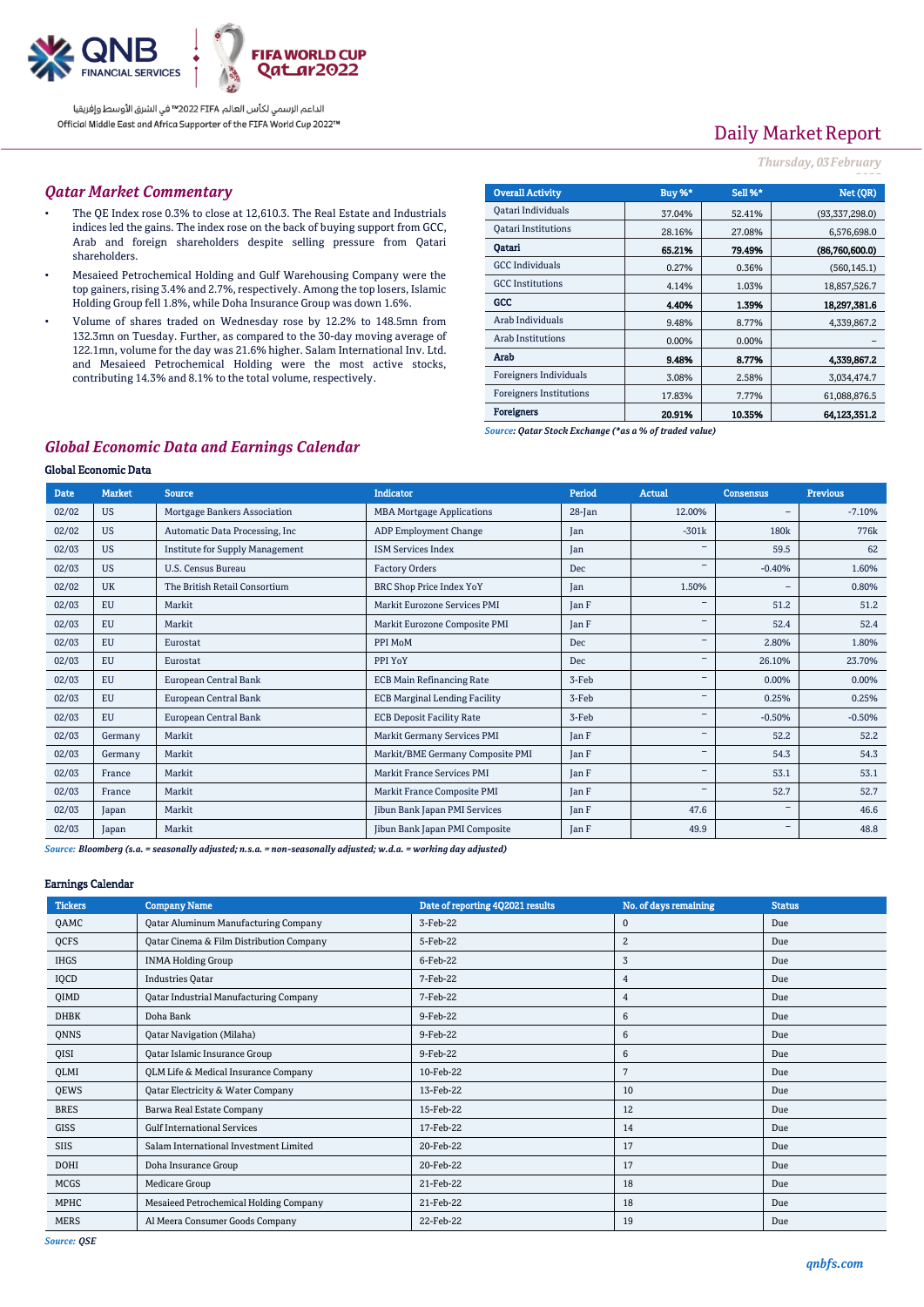## Qatar Market Commentary

- The QE Index rose 0.3% to close at 12,610.3. The Real Estate and Industrials indices led the gains. The index rose on the back of buying support from GCC, Arab and foreign shareholders despite selling pressure from Qatari shareholders.
- Mesaieed Petrochemical Holding and Gulf Warehousing Company were the top gainers, rising 3.4% and 2.7%, respectively. Among the top losers, Islamic Holding Group fell 1.8%, while Doha Insurance Group was down 1.6%.
- Volume of shares traded on Wednesday rose by 12.2% to 148.5mn from 132.3mn on Tuesday. Further, as compared to the 30-day moving average of 122.1mn, volume for the day was 21.6% higher. Salam International Inv. Ltd. and Mesaieed Petrochemical Holding were the most active stocks, contributing 14.3% and 8.1% to the total volume, respectively.

| Overall Activity | Buy %* | Sell %* | Net (QR) |
|---|---|---|---|
| Qatari Individuals | 37.04% | 52.41% | (93,337,298.0) |
| Qatari Institutions | 28.16% | 27.08% | 6,576,698.0 |
| **Qatari** | **65.21%** | **79.49%** | **(86,760,600.0)** |
| GCC Individuals | 0.27% | 0.36% | (560,145.1) |
| GCC Institutions | 4.14% | 1.03% | 18,857,526.7 |
| **GCC** | **4.40%** | **1.39%** | **18,297,381.6** |
| Arab Individuals | 9.48% | 8.77% | 4,339,867.2 |
| Arab Institutions | 0.00% | 0.00% | – |
| **Arab** | **9.48%** | **8.77%** | **4,339,867.2** |
| Foreigners Individuals | 3.08% | 2.58% | 3,034,474.7 |
| Foreigners Institutions | 17.83% | 7.77% | 61,088,876.5 |
| **Foreigners** | **20.91%** | **10.35%** | **64,123,351.2** |

*Source: Qatar Stock Exchange (*as a % of traded value)*

## Global Economic Data and Earnings Calendar

### Global Economic Data

| Date | Market | Source | Indicator | Period | Actual | Consensus | Previous |
|---|---|---|---|---|---|---|---|
| 02/02 | US | Mortgage Bankers Association | MBA Mortgage Applications | 28-Jan | 12.00% | – | -7.10% |
| 02/02 | US | Automatic Data Processing, Inc | ADP Employment Change | Jan | -301k | 180k | 776k |
| 02/03 | US | Institute for Supply Management | ISM Services Index | Jan | – | 59.5 | 62 |
| 02/03 | US | U.S. Census Bureau | Factory Orders | Dec | – | -0.40% | 1.60% |
| 02/02 | UK | The British Retail Consortium | BRC Shop Price Index YoY | Jan | 1.50% | – | 0.80% |
| 02/03 | EU | Markit | Markit Eurozone Services PMI | Jan F | – | 51.2 | 51.2 |
| 02/03 | EU | Markit | Markit Eurozone Composite PMI | Jan F | – | 52.4 | 52.4 |
| 02/03 | EU | Eurostat | PPI MoM | Dec | – | 2.80% | 1.80% |
| 02/03 | EU | Eurostat | PPI YoY | Dec | – | 26.10% | 23.70% |
| 02/03 | EU | European Central Bank | ECB Main Refinancing Rate | 3-Feb | – | 0.00% | 0.00% |
| 02/03 | EU | European Central Bank | ECB Marginal Lending Facility | 3-Feb | – | 0.25% | 0.25% |
| 02/03 | EU | European Central Bank | ECB Deposit Facility Rate | 3-Feb | – | -0.50% | -0.50% |
| 02/03 | Germany | Markit | Markit Germany Services PMI | Jan F | – | 52.2 | 52.2 |
| 02/03 | Germany | Markit | Markit/BME Germany Composite PMI | Jan F | – | 54.3 | 54.3 |
| 02/03 | France | Markit | Markit France Services PMI | Jan F | – | 53.1 | 53.1 |
| 02/03 | France | Markit | Markit France Composite PMI | Jan F | – | 52.7 | 52.7 |
| 02/03 | Japan | Markit | Jibun Bank Japan PMI Services | Jan F | 47.6 | – | 46.6 |
| 02/03 | Japan | Markit | Jibun Bank Japan PMI Composite | Jan F | 49.9 | – | 48.8 |

*Source: Bloomberg (s.a. = seasonally adjusted; n.s.a. = non-seasonally adjusted; w.d.a. = working day adjusted)*

### Earnings Calendar

| Tickers | Company Name | Date of reporting 4Q2021 results | No. of days remaining | Status |
|---|---|---|---|---|
| QAMC | Qatar Aluminum Manufacturing Company | 3-Feb-22 | 0 | Due |
| QCFS | Qatar Cinema & Film Distribution Company | 5-Feb-22 | 2 | Due |
| IHGS | INMA Holding Group | 6-Feb-22 | 3 | Due |
| IQCD | Industries Qatar | 7-Feb-22 | 4 | Due |
| QIMD | Qatar Industrial Manufacturing Company | 7-Feb-22 | 4 | Due |
| DHBK | Doha Bank | 9-Feb-22 | 6 | Due |
| QNNS | Qatar Navigation (Milaha) | 9-Feb-22 | 6 | Due |
| QISI | Qatar Islamic Insurance Group | 9-Feb-22 | 6 | Due |
| QLMI | QLM Life & Medical Insurance Company | 10-Feb-22 | 7 | Due |
| QEWS | Qatar Electricity & Water Company | 13-Feb-22 | 10 | Due |
| BRES | Barwa Real Estate Company | 15-Feb-22 | 12 | Due |
| GISS | Gulf International Services | 17-Feb-22 | 14 | Due |
| SIIS | Salam International Investment Limited | 20-Feb-22 | 17 | Due |
| DOHI | Doha Insurance Group | 20-Feb-22 | 17 | Due |
| MCGS | Medicare Group | 21-Feb-22 | 18 | Due |
| MPHC | Mesaieed Petrochemical Holding Company | 21-Feb-22 | 18 | Due |
| MERS | Al Meera Consumer Goods Company | 22-Feb-22 | 19 | Due |

*Source: QSE*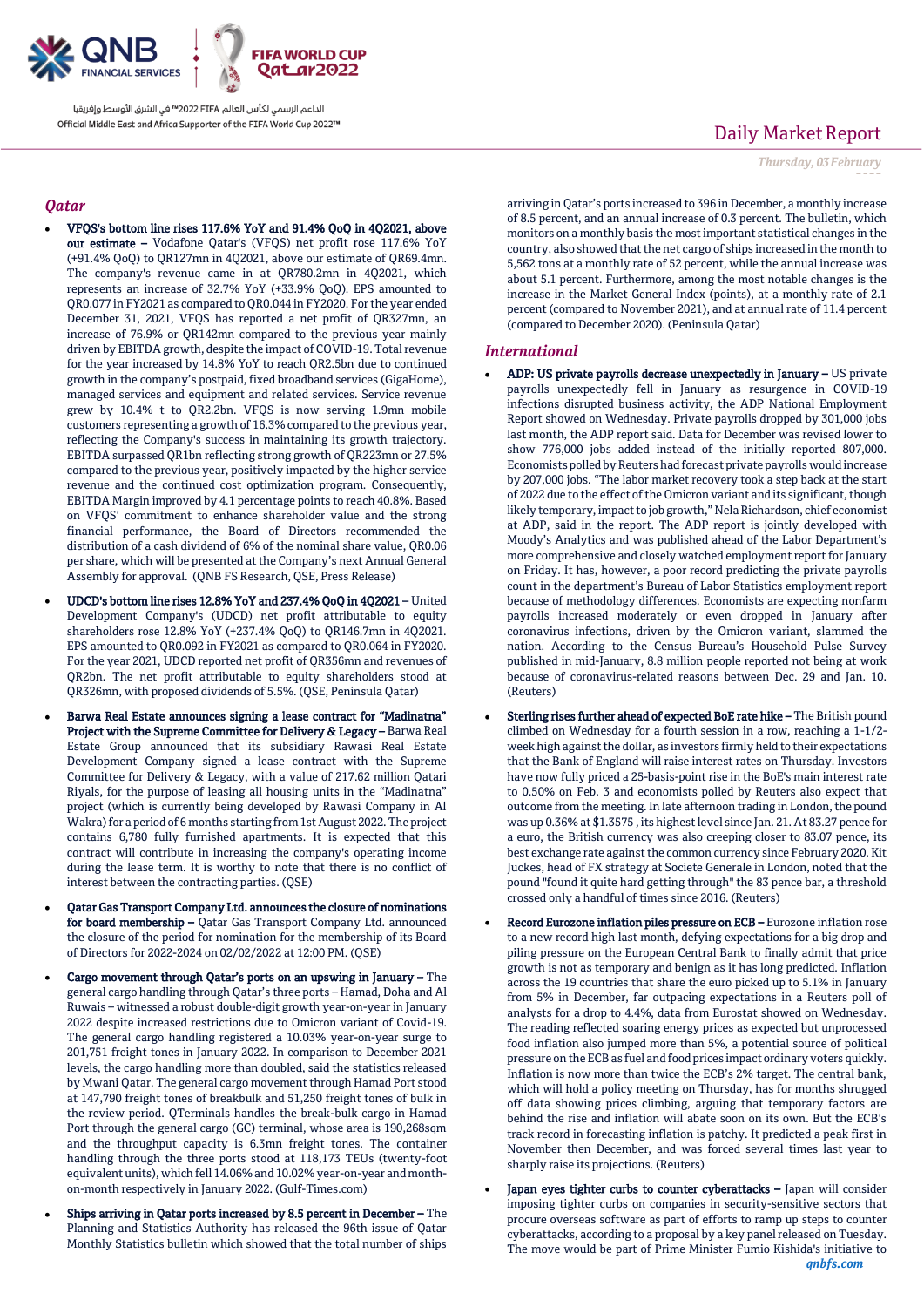## Qatar

- **VFQS's bottom line rises 117.6% YoY and 91.4% QoQ in 4Q2021, above our estimate** – Vodafone Qatar's (VFQS) net profit rose 117.6% YoY (+91.4% QoQ) to QR127mn in 4Q2021, above our estimate of QR69.4mn. The company's revenue came in at QR780.2mn in 4Q2021, which represents an increase of 32.7% YoY (+33.9% QoQ). EPS amounted to QR0.077 in FY2021 as compared to QR0.044 in FY2020. For the year ended December 31, 2021, VFQS has reported a net profit of QR327mn, an increase of 76.9% or QR142mn compared to the previous year mainly driven by EBITDA growth, despite the impact of COVID-19. Total revenue for the year increased by 14.8% YoY to reach QR2.5bn due to continued growth in the company's postpaid, fixed broadband services (GigaHome), managed services and equipment and related services. Service revenue grew by 10.4% t to QR2.2bn. VFQS is now serving 1.9mn mobile customers representing a growth of 16.3% compared to the previous year, reflecting the Company's success in maintaining its growth trajectory. EBITDA surpassed QR1bn reflecting strong growth of QR223mn or 27.5% compared to the previous year, positively impacted by the higher service revenue and the continued cost optimization program. Consequently, EBITDA Margin improved by 4.1 percentage points to reach 40.8%. Based on VFQS' commitment to enhance shareholder value and the strong financial performance, the Board of Directors recommended the distribution of a cash dividend of 6% of the nominal share value, QR0.06 per share, which will be presented at the Company's next Annual General Assembly for approval. (QNB FS Research, QSE, Press Release)

- **UDCD's bottom line rises 12.8% YoY and 237.4% QoQ in 4Q2021** – United Development Company's (UDCD) net profit attributable to equity shareholders rose 12.8% YoY (+237.4% QoQ) to QR146.7mn in 4Q2021. EPS amounted to QR0.092 in FY2021 as compared to QR0.064 in FY2020. For the year 2021, UDCD reported net profit of QR356mn and revenues of QR2bn. The net profit attributable to equity shareholders stood at QR326mn, with proposed dividends of 5.5%. (QSE, Peninsula Qatar)

- **Barwa Real Estate announces signing a lease contract for "Madinatna" Project with the Supreme Committee for Delivery & Legacy** – Barwa Real Estate Group announced that its subsidiary Rawasi Real Estate Development Company signed a lease contract with the Supreme Committee for Delivery & Legacy, with a value of 217.62 million Qatari Riyals, for the purpose of leasing all housing units in the "Madinatna" project (which is currently being developed by Rawasi Company in Al Wakra) for a period of 6 months starting from 1st August 2022. The project contains 6,780 fully furnished apartments. It is expected that this contract will contribute in increasing the company's operating income during the lease term. It is worthy to note that there is no conflict of interest between the contracting parties. (QSE)

- **Qatar Gas Transport Company Ltd. announces the closure of nominations for board membership** – Qatar Gas Transport Company Ltd. announced the closure of the period for nomination for the membership of its Board of Directors for 2022-2024 on 02/02/2022 at 12:00 PM. (QSE)

- **Cargo movement through Qatar's ports on an upswing in January** – The general cargo handling through Qatar's three ports – Hamad, Doha and Al Ruwais – witnessed a robust double-digit growth year-on-year in January 2022 despite increased restrictions due to Omicron variant of Covid-19. The general cargo handling registered a 10.03% year-on-year surge to 201,751 freight tones in January 2022. In comparison to December 2021 levels, the cargo handling more than doubled, said the statistics released by Mwani Qatar. The general cargo movement through Hamad Port stood at 147,790 freight tones of breakbulk and 51,250 freight tones of bulk in the review period. QTerminals handles the break-bulk cargo in Hamad Port through the general cargo (GC) terminal, whose area is 190,268sqm and the throughput capacity is 6.3mn freight tones. The container handling through the three ports stood at 118,173 TEUs (twenty-foot equivalent units), which fell 14.06% and 10.02% year-on-year and month-on-month respectively in January 2022. (Gulf-Times.com)

- **Ships arriving in Qatar ports increased by 8.5 percent in December** – The Planning and Statistics Authority has released the 96th issue of Qatar Monthly Statistics bulletin which showed that the total number of ships arriving in Qatar's ports increased to 396 in December, a monthly increase of 8.5 percent, and an annual increase of 0.3 percent. The bulletin, which monitors on a monthly basis the most important statistical changes in the country, also showed that the net cargo of ships increased in the month to 5,562 tons at a monthly rate of 52 percent, while the annual increase was about 5.1 percent. Furthermore, among the most notable changes is the increase in the Market General Index (points), at a monthly rate of 2.1 percent (compared to November 2021), and at annual rate of 11.4 percent (compared to December 2020). (Peninsula Qatar)

## International

- **ADP: US private payrolls decrease unexpectedly in January** – US private payrolls unexpectedly fell in January as resurgence in COVID-19 infections disrupted business activity, the ADP National Employment Report showed on Wednesday. Private payrolls dropped by 301,000 jobs last month, the ADP report said. Data for December was revised lower to show 776,000 jobs added instead of the initially reported 807,000. Economists polled by Reuters had forecast private payrolls would increase by 207,000 jobs. "The labor market recovery took a step back at the start of 2022 due to the effect of the Omicron variant and its significant, though likely temporary, impact to job growth," Nela Richardson, chief economist at ADP, said in the report. The ADP report is jointly developed with Moody's Analytics and was published ahead of the Labor Department's more comprehensive and closely watched employment report for January on Friday. It has, however, a poor record predicting the private payrolls count in the department's Bureau of Labor Statistics employment report because of methodology differences. Economists are expecting nonfarm payrolls increased moderately or even dropped in January after coronavirus infections, driven by the Omicron variant, slammed the nation. According to the Census Bureau's Household Pulse Survey published in mid-January, 8.8 million people reported not being at work because of coronavirus-related reasons between Dec. 29 and Jan. 10. (Reuters)

- **Sterling rises further ahead of expected BoE rate hike** – The British pound climbed on Wednesday for a fourth session in a row, reaching a 1-1/2-week high against the dollar, as investors firmly held to their expectations that the Bank of England will raise interest rates on Thursday. Investors have now fully priced a 25-basis-point rise in the BoE's main interest rate to 0.50% on Feb. 3 and economists polled by Reuters also expect that outcome from the meeting. In late afternoon trading in London, the pound was up 0.36% at $1.3575 , its highest level since Jan. 21. At 83.27 pence for a euro, the British currency was also creeping closer to 83.07 pence, its best exchange rate against the common currency since February 2020. Kit Juckes, head of FX strategy at Societe Generale in London, noted that the pound "found it quite hard getting through" the 83 pence bar, a threshold crossed only a handful of times since 2016. (Reuters)

- **Record Eurozone inflation piles pressure on ECB** – Eurozone inflation rose to a new record high last month, defying expectations for a big drop and piling pressure on the European Central Bank to finally admit that price growth is not as temporary and benign as it has long predicted. Inflation across the 19 countries that share the euro picked up to 5.1% in January from 5% in December, far outpacing expectations in a Reuters poll of analysts for a drop to 4.4%, data from Eurostat showed on Wednesday. The reading reflected soaring energy prices as expected but unprocessed food inflation also jumped more than 5%, a potential source of political pressure on the ECB as fuel and food prices impact ordinary voters quickly. Inflation is now more than twice the ECB's 2% target. The central bank, which will hold a policy meeting on Thursday, has for months shrugged off data showing prices climbing, arguing that temporary factors are behind the rise and inflation will abate soon on its own. But the ECB's track record in forecasting inflation is patchy. It predicted a peak first in November then December, and was forced several times last year to sharply raise its projections. (Reuters)

- **Japan eyes tighter curbs to counter cyberattacks** – Japan will consider imposing tighter curbs on companies in security-sensitive sectors that procure overseas software as part of efforts to ramp up steps to counter cyberattacks, according to a proposal by a key panel released on Tuesday. The move would be part of Prime Minister Fumio Kishida's initiative to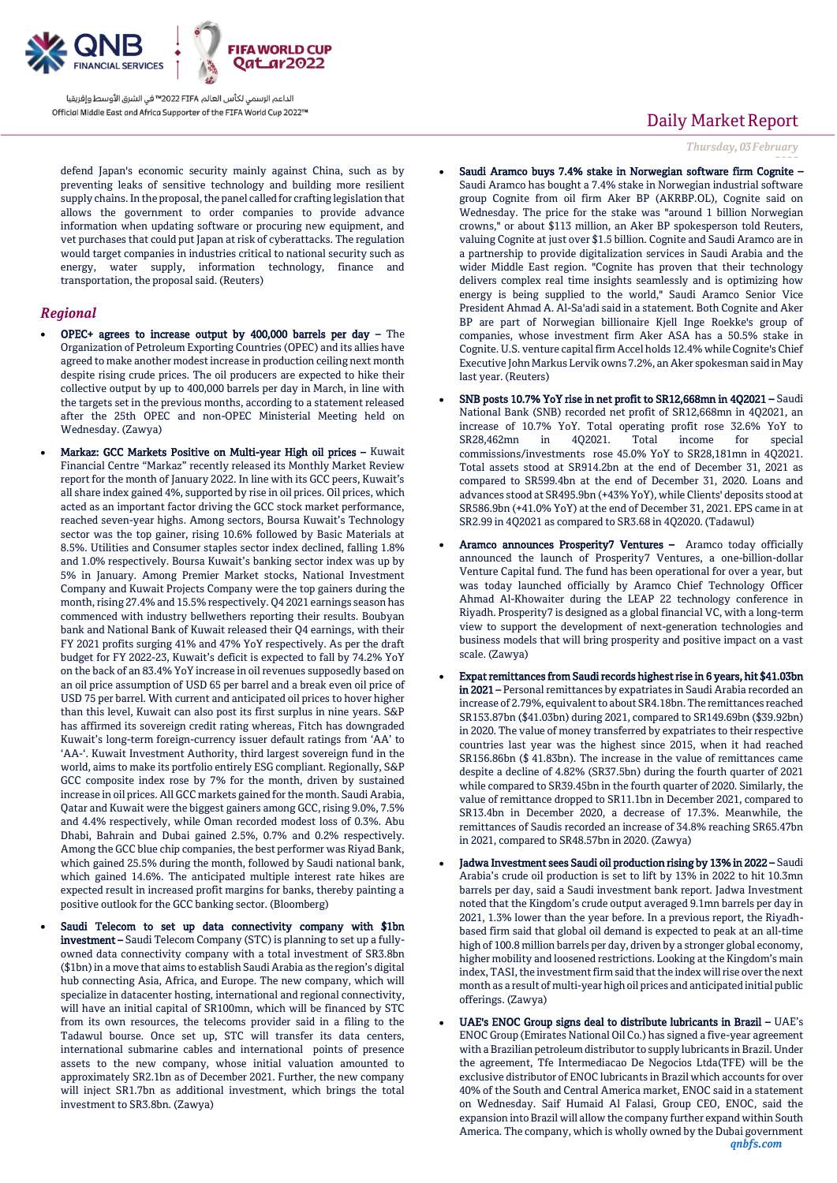defend Japan's economic security mainly against China, such as by preventing leaks of sensitive technology and building more resilient supply chains. In the proposal, the panel called for crafting legislation that allows the government to order companies to provide advance information when updating software or procuring new equipment, and vet purchases that could put Japan at risk of cyberattacks. The regulation would target companies in industries critical to national security such as energy, water supply, information technology, finance and transportation, the proposal said. (Reuters)

## Regional

- **OPEC+ agrees to increase output by 400,000 barrels per day** – The Organization of Petroleum Exporting Countries (OPEC) and its allies have agreed to make another modest increase in production ceiling next month despite rising crude prices. The oil producers are expected to hike their collective output by up to 400,000 barrels per day in March, in line with the targets set in the previous months, according to a statement released after the 25th OPEC and non-OPEC Ministerial Meeting held on Wednesday. (Zawya)
- **Markaz: GCC Markets Positive on Multi-year High oil prices** – Kuwait Financial Centre "Markaz" recently released its Monthly Market Review report for the month of January 2022. In line with its GCC peers, Kuwait's all share index gained 4%, supported by rise in oil prices. Oil prices, which acted as an important factor driving the GCC stock market performance, reached seven-year highs. Among sectors, Boursa Kuwait's Technology sector was the top gainer, rising 10.6% followed by Basic Materials at 8.5%. Utilities and Consumer staples sector index declined, falling 1.8% and 1.0% respectively. Boursa Kuwait's banking sector index was up by 5% in January. Among Premier Market stocks, National Investment Company and Kuwait Projects Company were the top gainers during the month, rising 27.4% and 15.5% respectively. Q4 2021 earnings season has commenced with industry bellwethers reporting their results. Boubyan bank and National Bank of Kuwait released their Q4 earnings, with their FY 2021 profits surging 41% and 47% YoY respectively. As per the draft budget for FY 2022-23, Kuwait's deficit is expected to fall by 74.2% YoY on the back of an 83.4% YoY increase in oil revenues supposedly based on an oil price assumption of USD 65 per barrel and a break even oil price of USD 75 per barrel. With current and anticipated oil prices to hover higher than this level, Kuwait can also post its first surplus in nine years. S&P has affirmed its sovereign credit rating whereas, Fitch has downgraded Kuwait's long-term foreign-currency issuer default ratings from 'AA' to 'AA-'. Kuwait Investment Authority, third largest sovereign fund in the world, aims to make its portfolio entirely ESG compliant. Regionally, S&P GCC composite index rose by 7% for the month, driven by sustained increase in oil prices. All GCC markets gained for the month. Saudi Arabia, Qatar and Kuwait were the biggest gainers among GCC, rising 9.0%, 7.5% and 4.4% respectively, while Oman recorded modest loss of 0.3%. Abu Dhabi, Bahrain and Dubai gained 2.5%, 0.7% and 0.2% respectively. Among the GCC blue chip companies, the best performer was Riyad Bank, which gained 25.5% during the month, followed by Saudi national bank, which gained 14.6%. The anticipated multiple interest rate hikes are expected result in increased profit margins for banks, thereby painting a positive outlook for the GCC banking sector. (Bloomberg)
- **Saudi Telecom to set up data connectivity company with $1bn investment** – Saudi Telecom Company (STC) is planning to set up a fully-owned data connectivity company with a total investment of SR3.8bn ($1bn) in a move that aims to establish Saudi Arabia as the region's digital hub connecting Asia, Africa, and Europe. The new company, which will specialize in datacenter hosting, international and regional connectivity, will have an initial capital of SR100mn, which will be financed by STC from its own resources, the telecoms provider said in a filing to the Tadawul bourse. Once set up, STC will transfer its data centers, international submarine cables and international points of presence assets to the new company, whose initial valuation amounted to approximately SR2.1bn as of December 2021. Further, the new company will inject SR1.7bn as additional investment, which brings the total investment to SR3.8bn. (Zawya)
- **Saudi Aramco buys 7.4% stake in Norwegian software firm Cognite** – Saudi Aramco has bought a 7.4% stake in Norwegian industrial software group Cognite from oil firm Aker BP (AKRBP.OL), Cognite said on Wednesday. The price for the stake was "around 1 billion Norwegian crowns," or about $113 million, an Aker BP spokesperson told Reuters, valuing Cognite at just over $1.5 billion. Cognite and Saudi Aramco are in a partnership to provide digitalization services in Saudi Arabia and the wider Middle East region. "Cognite has proven that their technology delivers complex real time insights seamlessly and is optimizing how energy is being supplied to the world," Saudi Aramco Senior Vice President Ahmad A. Al-Sa'adi said in a statement. Both Cognite and Aker BP are part of Norwegian billionaire Kjell Inge Roekke's group of companies, whose investment firm Aker ASA has a 50.5% stake in Cognite. U.S. venture capital firm Accel holds 12.4% while Cognite's Chief Executive John Markus Lervik owns 7.2%, an Aker spokesman said in May last year. (Reuters)
- **SNB posts 10.7% YoY rise in net profit to SR12,668mn in 4Q2021** – Saudi National Bank (SNB) recorded net profit of SR12,668mn in 4Q2021, an increase of 10.7% YoY. Total operating profit rose 32.6% YoY to SR28,462mn in 4Q2021. Total income for special commissions/investments rose 45.0% YoY to SR28,181mn in 4Q2021. Total assets stood at SR914.2bn at the end of December 31, 2021 as compared to SR599.4bn at the end of December 31, 2020. Loans and advances stood at SR495.9bn (+43% YoY), while Clients' deposits stood at SR586.9bn (+41.0% YoY) at the end of December 31, 2021. EPS came in at SR2.99 in 4Q2021 as compared to SR3.68 in 4Q2020. (Tadawul)
- **Aramco announces Prosperity7 Ventures** – Aramco today officially announced the launch of Prosperity7 Ventures, a one-billion-dollar Venture Capital fund. The fund has been operational for over a year, but was today launched officially by Aramco Chief Technology Officer Ahmad Al-Khowaiter during the LEAP 22 technology conference in Riyadh. Prosperity7 is designed as a global financial VC, with a long-term view to support the development of next-generation technologies and business models that will bring prosperity and positive impact on a vast scale. (Zawya)
- **Expat remittances from Saudi records highest rise in 6 years, hit $41.03bn in 2021** – Personal remittances by expatriates in Saudi Arabia recorded an increase of 2.79%, equivalent to about SR4.18bn. The remittances reached SR153.87bn ($41.03bn) during 2021, compared to SR149.69bn ($39.92bn) in 2020. The value of money transferred by expatriates to their respective countries last year was the highest since 2015, when it had reached SR156.86bn ($ 41.83bn). The increase in the value of remittances came despite a decline of 4.82% (SR37.5bn) during the fourth quarter of 2021 while compared to SR39.45bn in the fourth quarter of 2020. Similarly, the value of remittance dropped to SR11.1bn in December 2021, compared to SR13.4bn in December 2020, a decrease of 17.3%. Meanwhile, the remittances of Saudis recorded an increase of 34.8% reaching SR65.47bn in 2021, compared to SR48.57bn in 2020. (Zawya)
- **Jadwa Investment sees Saudi oil production rising by 13% in 2022** – Saudi Arabia's crude oil production is set to lift by 13% in 2022 to hit 10.3mn barrels per day, said a Saudi investment bank report. Jadwa Investment noted that the Kingdom's crude output averaged 9.1mn barrels per day in 2021, 1.3% lower than the year before. In a previous report, the Riyadh-based firm said that global oil demand is expected to peak at an all-time high of 100.8 million barrels per day, driven by a stronger global economy, higher mobility and loosened restrictions. Looking at the Kingdom's main index, TASI, the investment firm said that the index will rise over the next month as a result of multi-year high oil prices and anticipated initial public offerings. (Zawya)
- **UAE's ENOC Group signs deal to distribute lubricants in Brazil** – UAE's ENOC Group (Emirates National Oil Co.) has signed a five-year agreement with a Brazilian petroleum distributor to supply lubricants in Brazil. Under the agreement, Tfe Intermediacao De Negocios Ltda(TFE) will be the exclusive distributor of ENOC lubricants in Brazil which accounts for over 40% of the South and Central America market, ENOC said in a statement on Wednesday. Saif Humaid Al Falasi, Group CEO, ENOC, said the expansion into Brazil will allow the company further expand within South America. The company, which is wholly owned by the Dubai government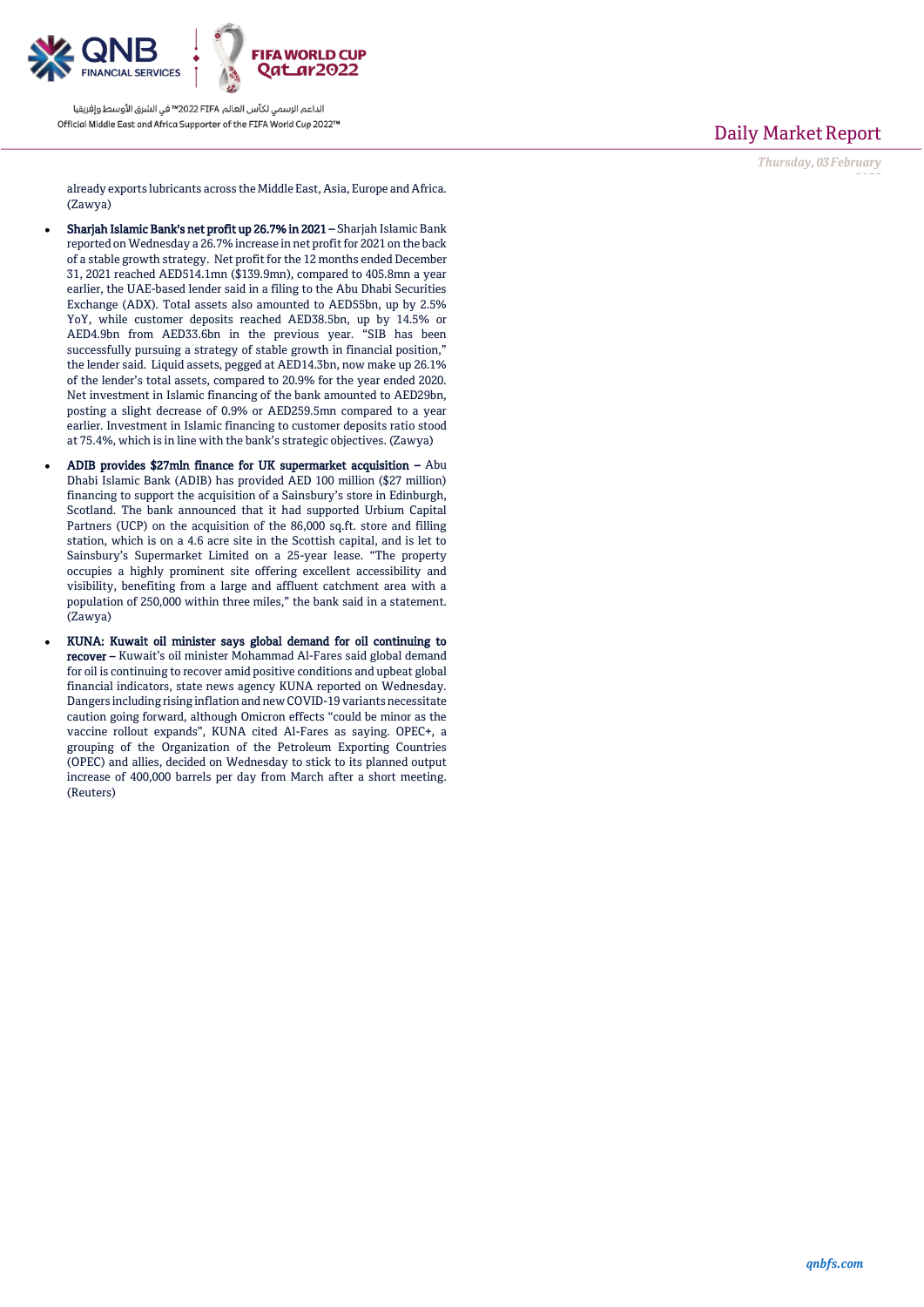already exports lubricants across the Middle East, Asia, Europe and Africa. (Zawya)

- **Sharjah Islamic Bank's net profit up 26.7% in 2021 –** Sharjah Islamic Bank reported on Wednesday a 26.7% increase in net profit for 2021 on the back of a stable growth strategy. Net profit for the 12 months ended December 31, 2021 reached AED514.1mn ($139.9mn), compared to 405.8mn a year earlier, the UAE-based lender said in a filing to the Abu Dhabi Securities Exchange (ADX). Total assets also amounted to AED55bn, up by 2.5% YoY, while customer deposits reached AED38.5bn, up by 14.5% or AED4.9bn from AED33.6bn in the previous year. "SIB has been successfully pursuing a strategy of stable growth in financial position," the lender said. Liquid assets, pegged at AED14.3bn, now make up 26.1% of the lender's total assets, compared to 20.9% for the year ended 2020. Net investment in Islamic financing of the bank amounted to AED29bn, posting a slight decrease of 0.9% or AED259.5mn compared to a year earlier. Investment in Islamic financing to customer deposits ratio stood at 75.4%, which is in line with the bank's strategic objectives. (Zawya)
- **ADIB provides $27mln finance for UK supermarket acquisition –** Abu Dhabi Islamic Bank (ADIB) has provided AED 100 million ($27 million) financing to support the acquisition of a Sainsbury's store in Edinburgh, Scotland. The bank announced that it had supported Urbium Capital Partners (UCP) on the acquisition of the 86,000 sq.ft. store and filling station, which is on a 4.6 acre site in the Scottish capital, and is let to Sainsbury's Supermarket Limited on a 25-year lease. "The property occupies a highly prominent site offering excellent accessibility and visibility, benefiting from a large and affluent catchment area with a population of 250,000 within three miles," the bank said in a statement. (Zawya)
- **KUNA: Kuwait oil minister says global demand for oil continuing to recover –** Kuwait's oil minister Mohammad Al-Fares said global demand for oil is continuing to recover amid positive conditions and upbeat global financial indicators, state news agency KUNA reported on Wednesday. Dangers including rising inflation and new COVID-19 variants necessitate caution going forward, although Omicron effects "could be minor as the vaccine rollout expands", KUNA cited Al-Fares as saying. OPEC+, a grouping of the Organization of the Petroleum Exporting Countries (OPEC) and allies, decided on Wednesday to stick to its planned output increase of 400,000 barrels per day from March after a short meeting. (Reuters)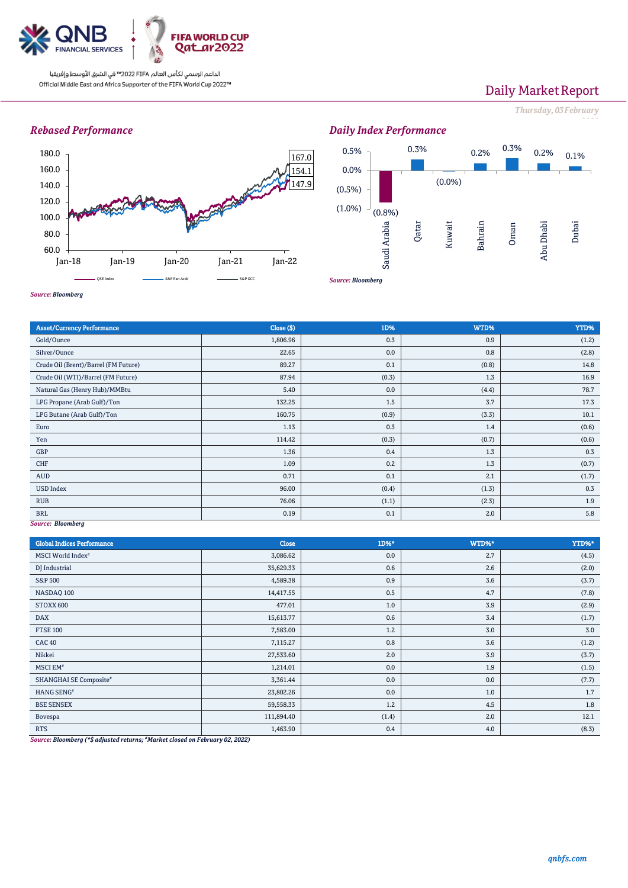Daily Market Report

*Thursday, 03 February 2022*

## *Rebased Performance*

180.0
160.0
140.0
120.0
100.0
80.0
60.0

Jan-18 Jan-19 Jan-20 Jan-21 Jan-22

167.0
154.1
147.9

QSE Index — S&P Pan Arab — S&P GCC

*Source: Bloomberg*

## *Daily Index Performance*

| | Saudi Arabia | Qatar | Kuwait | Bahrain | Oman | Abu Dhabi | Dubai |
|---|---|---|---|---|---|---|---|
| | (0.8%) | 0.3% | (0.0%) | 0.2% | 0.3% | 0.2% | 0.1% |

*Source: Bloomberg*

| Asset/Currency Performance | Close ($) | 1D% | WTD% | YTD% |
|---|---|---|---|---|
| Gold/Ounce | 1,806.96 | 0.3 | 0.9 | (1.2) |
| Silver/Ounce | 22.65 | 0.0 | 0.8 | (2.8) |
| Crude Oil (Brent)/Barrel (FM Future) | 89.27 | 0.1 | (0.8) | 14.8 |
| Crude Oil (WTI)/Barrel (FM Future) | 87.94 | (0.3) | 1.3 | 16.9 |
| Natural Gas (Henry Hub)/MMBtu | 5.40 | 0.0 | (4.4) | 78.7 |
| LPG Propane (Arab Gulf)/Ton | 132.25 | 1.5 | 3.7 | 17.3 |
| LPG Butane (Arab Gulf)/Ton | 160.75 | (0.9) | (3.3) | 10.1 |
| Euro | 1.13 | 0.3 | 1.4 | (0.6) |
| Yen | 114.42 | (0.3) | (0.7) | (0.6) |
| GBP | 1.36 | 0.4 | 1.3 | 0.3 |
| CHF | 1.09 | 0.2 | 1.3 | (0.7) |
| AUD | 0.71 | 0.1 | 2.1 | (1.7) |
| USD Index | 96.00 | (0.4) | (1.3) | 0.3 |
| RUB | 76.06 | (1.1) | (2.3) | 1.9 |
| BRL | 0.19 | 0.1 | 2.0 | 5.8 |

*Source: Bloomberg*

| Global Indices Performance | Close | 1D%* | WTD%* | YTD%* |
|---|---|---|---|---|
| MSCI World Index# | 3,086.62 | 0.0 | 2.7 | (4.5) |
| DJ Industrial | 35,629.33 | 0.6 | 2.6 | (2.0) |
| S&P 500 | 4,589.38 | 0.9 | 3.6 | (3.7) |
| NASDAQ 100 | 14,417.55 | 0.5 | 4.7 | (7.8) |
| STOXX 600 | 477.01 | 1.0 | 3.9 | (2.9) |
| DAX | 15,613.77 | 0.6 | 3.4 | (1.7) |
| FTSE 100 | 7,583.00 | 1.2 | 3.0 | 3.0 |
| CAC 40 | 7,115.27 | 0.8 | 3.6 | (1.2) |
| Nikkei | 27,533.60 | 2.0 | 3.9 | (3.7) |
| MSCI EM# | 1,214.01 | 0.0 | 1.9 | (1.5) |
| SHANGHAI SE Composite# | 3,361.44 | 0.0 | 0.0 | (7.7) |
| HANG SENG# | 23,802.26 | 0.0 | 1.0 | 1.7 |
| BSE SENSEX | 59,558.33 | 1.2 | 4.5 | 1.8 |
| Bovespa | 111,894.40 | (1.4) | 2.0 | 12.1 |
| RTS | 1,463.90 | 0.4 | 4.0 | (8.3) |

*Source: Bloomberg (*$ adjusted returns; #Market closed on February 02, 2022)*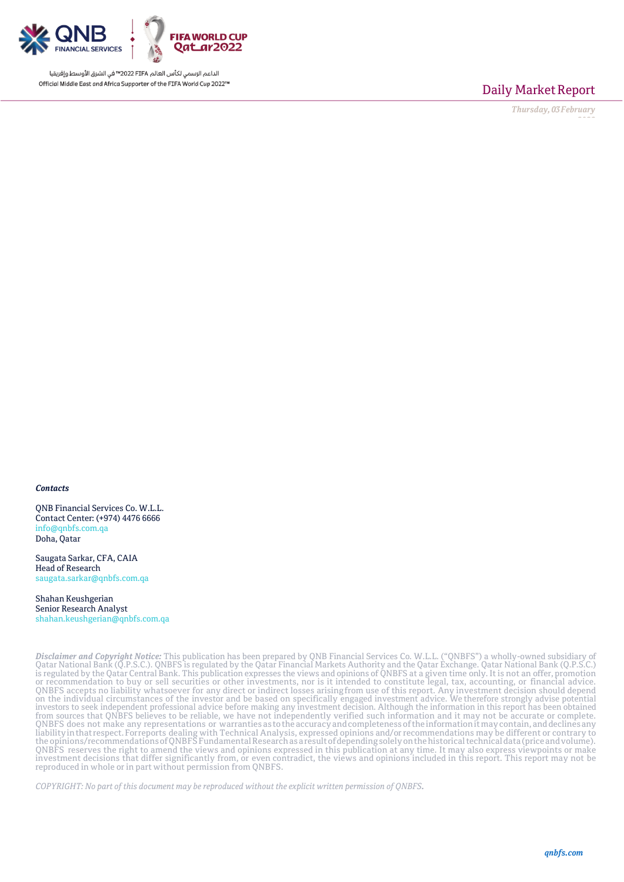*Contacts*

QNB Financial Services Co. W.L.L.
Contact Center: (+974) 4476 6666
info@qnbfs.com.qa
Doha, Qatar

Saugata Sarkar, CFA, CAIA
Head of Research
saugata.sarkar@qnbfs.com.qa

Shahan Keushgerian
Senior Research Analyst
shahan.keushgerian@qnbfs.com.qa

***Disclaimer and Copyright Notice:*** This publication has been prepared by QNB Financial Services Co. W.L.L. ("QNBFS") a wholly-owned subsidiary of Qatar National Bank (Q.P.S.C.). QNBFS is regulated by the Qatar Financial Markets Authority and the Qatar Exchange. Qatar National Bank (Q.P.S.C.) is regulated by the Qatar Central Bank. This publication expresses the views and opinions of QNBFS at a given time only. It is not an offer, promotion or recommendation to buy or sell securities or other investments, nor is it intended to constitute legal, tax, accounting, or financial advice. QNBFS accepts no liability whatsoever for any direct or indirect losses arising from use of this report. Any investment decision should depend on the individual circumstances of the investor and be based on specifically engaged investment advice. We therefore strongly advise potential investors to seek independent professional advice before making any investment decision. Although the information in this report has been obtained from sources that QNBFS believes to be reliable, we have not independently verified such information and it may not be accurate or complete. QNBFS does not make any representations or warranties as to the accuracy and completeness of the information it may contain, and declines any liability in that respect. For reports dealing with Technical Analysis, expressed opinions and/or recommendations may be different or contrary to the opinions/recommendations of QNBFS Fundamental Research as a result of depending solely on the historical technical data (price and volume). QNBFS reserves the right to amend the views and opinions expressed in this publication at any time. It may also express viewpoints or make investment decisions that differ significantly from, or even contradict, the views and opinions included in this report. This report may not be reproduced in whole or in part without permission from QNBFS.

*COPYRIGHT: No part of this document may be reproduced without the explicit written permission of QNBFS.*